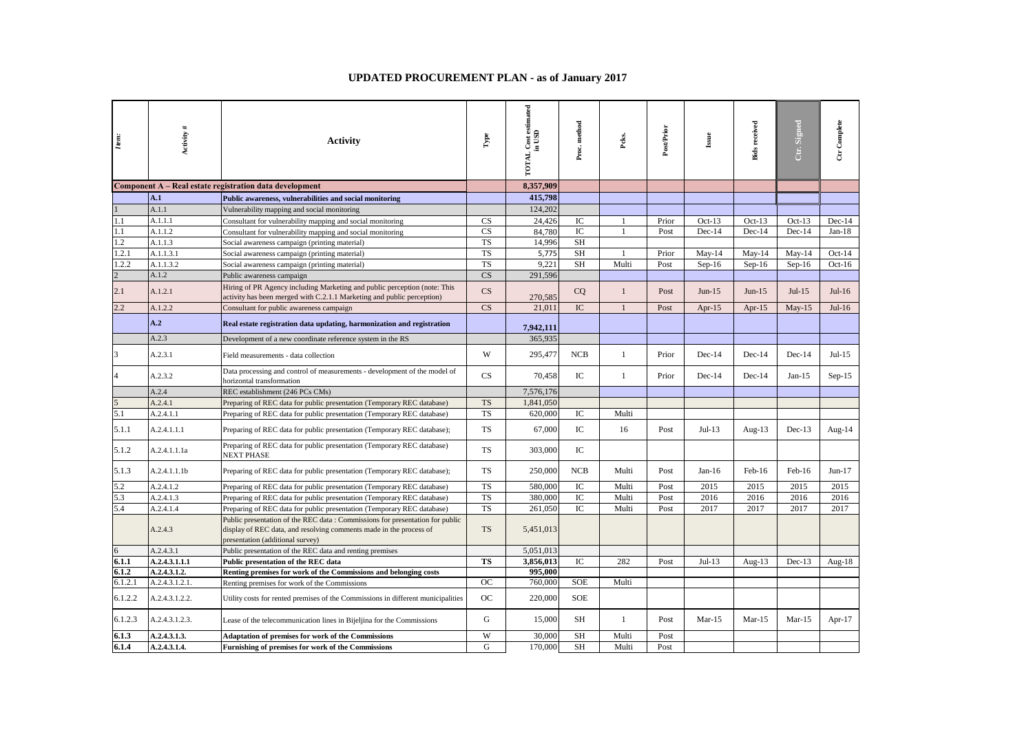# UPDATED PROCUREMENT PLAN - as of January 2017

| Item: | Activity # | Activity | Type | TOTAL Cost estimated in USD | Proc. method | Pcks. | Post/Prior | Issue | Bids received | Ctr. Signed | Ctr Complete |
|---|---|---|---|---|---|---|---|---|---|---|---|
| **Component A – Real estate registration data development** | | | | **8,357,909** | | | | | | | |
| | **A.1** | **Public awareness, vulnerabilities and social monitoring** | | **415,798** | | | | | | | |
| 1 | A.1.1 | Vulnerability mapping and social monitoring | | 124,202 | | | | | | | |
| 1.1 | A.1.1.1 | Consultant for vulnerability mapping and social monitoring | CS | 24,426 | IC | 1 | Prior | Oct-13 | Oct-13 | Oct-13 | Dec-14 |
| 1.1 | A.1.1.2 | Consultant for vulnerability mapping and social monitoring | CS | 84,780 | IC | 1 | Post | Dec-14 | Dec-14 | Dec-14 | Jan-18 |
| 1.2 | A.1.1.3 | Social awareness campaign (printing material) | TS | 14,996 | SH | | | | | | |
| 1.2.1 | A.1.1.3.1 | Social awareness campaign (printing material) | TS | 5,775 | SH | 1 | Prior | May-14 | May-14 | May-14 | Oct-14 |
| 1.2.2 | A.1.1.3.2 | Social awareness campaign (printing material) | TS | 9,221 | SH | Multi | Post | Sep-16 | Sep-16 | Sep-16 | Oct-16 |
| 2 | A.1.2 | Public awareness campaign | CS | 291,596 | | | | | | | |
| 2.1 | A.1.2.1 | Hiring of PR Agency including Marketing and public perception (note: This activity has been merged with C.2.1.1 Marketing and public perception) | CS | 270,585 | CQ | 1 | Post | Jun-15 | Jun-15 | Jul-15 | Jul-16 |
| 2.2 | A.1.2.2 | Consultant for public awareness campaign | CS | 21,011 | IC | 1 | Post | Apr-15 | Apr-15 | May-15 | Jul-16 |
| | **A.2** | **Real estate registration data updating, harmonization and registration** | | **7,942,111** | | | | | | | |
| | A.2.3 | Development of a new coordinate reference system in the RS | | 365,935 | | | | | | | |
| 3 | A.2.3.1 | Field measurements - data collection | W | 295,477 | NCB | 1 | Prior | Dec-14 | Dec-14 | Dec-14 | Jul-15 |
| 4 | A.2.3.2 | Data processing and control of measurements - development of the model of horizontal transformation | CS | 70,458 | IC | 1 | Prior | Dec-14 | Dec-14 | Jan-15 | Sep-15 |
| | A.2.4 | REC establishment (246 PCs CMs) | | 7,576,176 | | | | | | | |
| 5 | A.2.4.1 | Preparing of REC data for public presentation (Temporary REC database) | TS | 1,841,050 | | | | | | | |
| 5.1 | A.2.4.1.1 | Preparing of REC data for public presentation (Temporary REC database) | TS | 620,000 | IC | Multi | | | | | |
| 5.1.1 | A.2.4.1.1.1 | Preparing of REC data for public presentation (Temporary REC database); | TS | 67,000 | IC | 16 | Post | Jul-13 | Aug-13 | Dec-13 | Aug-14 |
| 5.1.2 | A.2.4.1.1.1a | Preparing of REC data for public presentation (Temporary REC database) NEXT PHASE | TS | 303,000 | IC | | | | | | |
| 5.1.3 | A.2.4.1.1.1b | Preparing of REC data for public presentation (Temporary REC database); | TS | 250,000 | NCB | Multi | Post | Jan-16 | Feb-16 | Feb-16 | Jun-17 |
| 5.2 | A.2.4.1.2 | Preparing of REC data for public presentation (Temporary REC database) | TS | 580,000 | IC | Multi | Post | 2015 | 2015 | 2015 | 2015 |
| 5.3 | A.2.4.1.3 | Preparing of REC data for public presentation (Temporary REC database) | TS | 380,000 | IC | Multi | Post | 2016 | 2016 | 2016 | 2016 |
| 5.4 | A.2.4.1.4 | Preparing of REC data for public presentation (Temporary REC database) | TS | 261,050 | IC | Multi | Post | 2017 | 2017 | 2017 | 2017 |
| | A.2.4.3 | Public presentation of the REC data : Commissions for presentation for public display of REC data, and resolving comments made in the process of presentation (additional survey) | TS | 5,451,013 | | | | | | | |
| 6 | A.2.4.3.1 | Public presentation of the REC data and renting premises | | 5,051,013 | | | | | | | |
| **6.1.1** | **A.2.4.3.1.1.1** | **Public presentation of the REC data** | **TS** | 3,856,013 | IC | 282 | Post | Jul-13 | Aug-13 | Dec-13 | Aug-18 |
| **6.1.2** | **A.2.4.3.1.2.** | **Renting premises for work of the Commissions and belonging costs** | | **995,000** | | | | | | | |
| 6.1.2.1 | A.2.4.3.1.2.1. | Renting premises for work of the Commissions | OC | 760,000 | SOE | Multi | | | | | |
| 6.1.2.2 | A.2.4.3.1.2.2. | Utility costs for rented premises of the Commissions in different municipalities | OC | 220,000 | SOE | | | | | | |
| 6.1.2.3 | A.2.4.3.1.2.3. | Lease of the telecommunication lines in Bijeljina for the Commissions | G | 15,000 | SH | 1 | Post | Mar-15 | Mar-15 | Mar-15 | Apr-17 |
| **6.1.3** | **A.2.4.3.1.3.** | **Adaptation of premises for work of the Commissions** | W | 30,000 | SH | Multi | Post | | | | |
| **6.1.4** | **A.2.4.3.1.4.** | **Furnishing of premises for work of the Commissions** | G | 170,000 | SH | Multi | Post | | | | |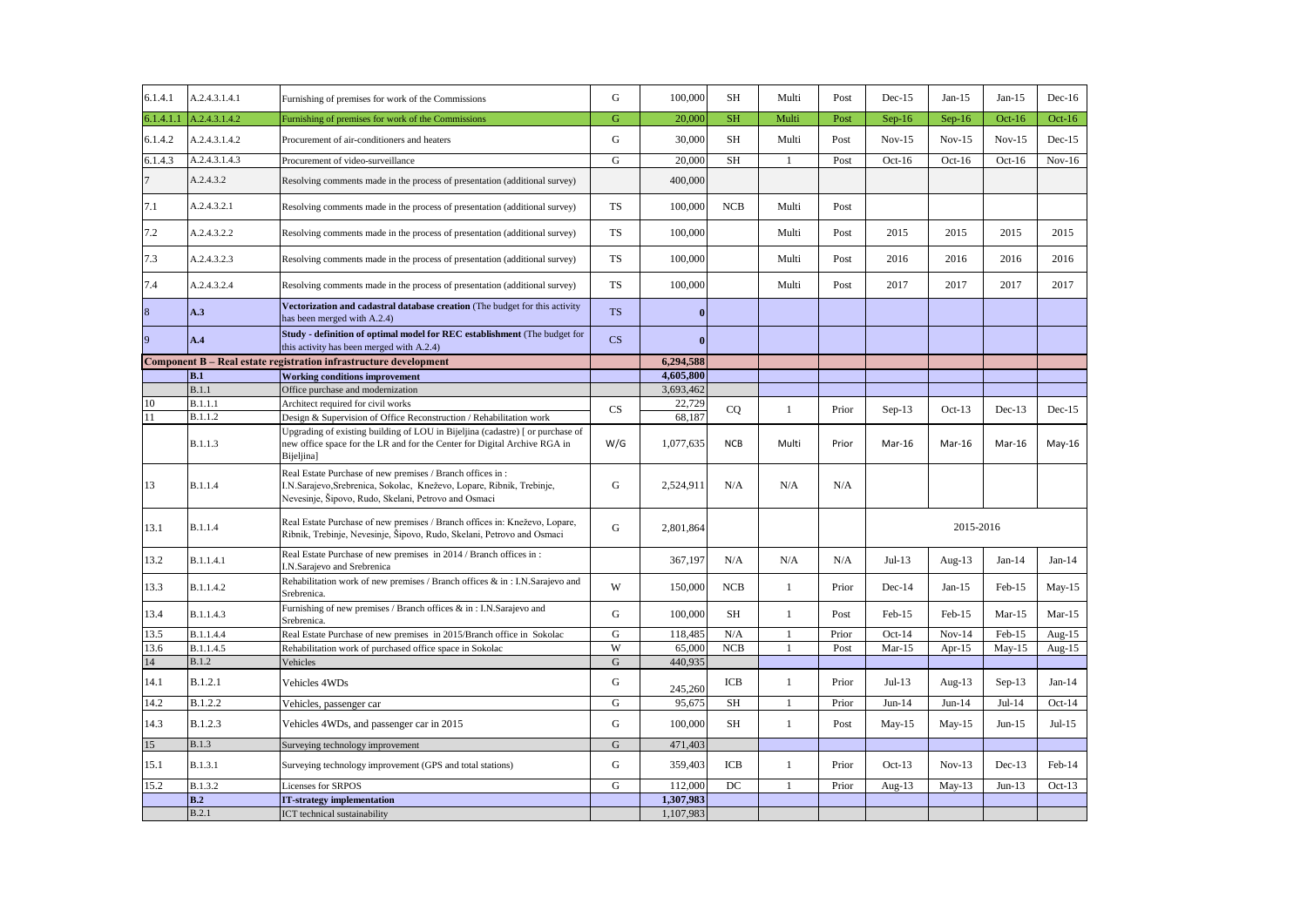| | | | | | | | | | | | |
|---|---|---|---|---|---|---|---|---|---|---|---|
| 6.1.4.1 | A.2.4.3.1.4.1 | Furnishing of premises for work of the Commissions | G | 100,000 | SH | Multi | Post | Dec-15 | Jan-15 | Jan-15 | Dec-16 |
| 6.1.4.1.1 | A.2.4.3.1.4.2 | Furnishing of premises for work of the Commissions | G | 20,000 | SH | Multi | Post | Sep-16 | Sep-16 | Oct-16 | Oct-16 |
| 6.1.4.2 | A.2.4.3.1.4.2 | Procurement of air-conditioners and heaters | G | 30,000 | SH | Multi | Post | Nov-15 | Nov-15 | Nov-15 | Dec-15 |
| 6.1.4.3 | A.2.4.3.1.4.3 | Procurement of video-surveillance | G | 20,000 | SH | 1 | Post | Oct-16 | Oct-16 | Oct-16 | Nov-16 |
| 7 | A.2.4.3.2 | Resolving comments made in the process of presentation (additional survey) | | 400,000 | | | | | | | |
| 7.1 | A.2.4.3.2.1 | Resolving comments made in the process of presentation (additional survey) | TS | 100,000 | NCB | Multi | Post | | | | |
| 7.2 | A.2.4.3.2.2 | Resolving comments made in the process of presentation (additional survey) | TS | 100,000 | | Multi | Post | 2015 | 2015 | 2015 | 2015 |
| 7.3 | A.2.4.3.2.3 | Resolving comments made in the process of presentation (additional survey) | TS | 100,000 | | Multi | Post | 2016 | 2016 | 2016 | 2016 |
| 7.4 | A.2.4.3.2.4 | Resolving comments made in the process of presentation (additional survey) | TS | 100,000 | | Multi | Post | 2017 | 2017 | 2017 | 2017 |
| 8 | **A.3** | **Vectorization and cadastral database creation** (The budget for this activity has been merged with A.2.4) | TS | **0** | | | | | | | |
| 9 | **A.4** | **Study - definition of optimal model for REC establishment** (The budget for this activity has been merged with A.2.4) | CS | **0** | | | | | | | |
| | **Component B – Real estate registration infrastructure development** | | | **6,294,588** | | | | | | | |
| | **B.1** | **Working conditions improvement** | | **4,605,800** | | | | | | | |
| | B.1.1 | Office purchase and modernization | | 3,693,462 | | | | | | | |
| 10 | B.1.1.1 | Architect required for civil works | CS | 22,729 | CQ | 1 | Prior | Sep-13 | Oct-13 | Dec-13 | Dec-15 |
| 11 | B.1.1.2 | Design & Supervision of Office Reconstruction / Rehabilitation work | | 68,187 | | | | | | | |
| | B.1.1.3 | Upgrading of existing building of LOU in Bijeljina (cadastre) [ or purchase of new office space for the LR and for the Center for Digital Archive RGA in Bijeljina] | W/G | 1,077,635 | NCB | Multi | Prior | Mar-16 | Mar-16 | Mar-16 | May-16 |
| 13 | B.1.1.4 | Real Estate Purchase of new premises / Branch offices in : I.N.Sarajevo,Srebrenica, Sokolac, Kneževo, Lopare, Ribnik, Trebinje, Nevesinje, Šipovo, Rudo, Skelani, Petrovo and Osmaci | G | 2,524,911 | N/A | N/A | N/A | | | | |
| 13.1 | B.1.1.4 | Real Estate Purchase of new premises / Branch offices in: Kneževo, Lopare, Ribnik, Trebinje, Nevesinje, Šipovo, Rudo, Skelani, Petrovo and Osmaci | G | 2,801,864 | | | | 2015-2016 | | | |
| 13.2 | B.1.1.4.1 | Real Estate Purchase of new premises in 2014 / Branch offices in : I.N.Sarajevo and Srebrenica | | 367,197 | N/A | N/A | N/A | Jul-13 | Aug-13 | Jan-14 | Jan-14 |
| 13.3 | B.1.1.4.2 | Rehabilitation work of new premises / Branch offices & in : I.N.Sarajevo and Srebrenica. | W | 150,000 | NCB | 1 | Prior | Dec-14 | Jan-15 | Feb-15 | May-15 |
| 13.4 | B.1.1.4.3 | Furnishing of new premises / Branch offices & in : I.N.Sarajevo and Srebrenica. | G | 100,000 | SH | 1 | Post | Feb-15 | Feb-15 | Mar-15 | Mar-15 |
| 13.5 | B.1.1.4.4 | Real Estate Purchase of new premises in 2015/Branch office in Sokolac | G | 118,485 | N/A | 1 | Prior | Oct-14 | Nov-14 | Feb-15 | Aug-15 |
| 13.6 | B.1.1.4.5 | Rehabilitation work of purchased office space in Sokolac | W | 65,000 | NCB | 1 | Post | Mar-15 | Apr-15 | May-15 | Aug-15 |
| 14 | B.1.2 | Vehicles | G | 440,935 | | | | | | | |
| 14.1 | B.1.2.1 | Vehicles 4WDs | G | 245,260 | ICB | 1 | Prior | Jul-13 | Aug-13 | Sep-13 | Jan-14 |
| 14.2 | B.1.2.2 | Vehicles, passenger car | G | 95,675 | SH | 1 | Prior | Jun-14 | Jun-14 | Jul-14 | Oct-14 |
| 14.3 | B.1.2.3 | Vehicles 4WDs, and passenger car in 2015 | G | 100,000 | SH | 1 | Post | May-15 | May-15 | Jun-15 | Jul-15 |
| 15 | B.1.3 | Surveying technology improvement | G | 471,403 | | | | | | | |
| 15.1 | B.1.3.1 | Surveying technology improvement (GPS and total stations) | G | 359,403 | ICB | 1 | Prior | Oct-13 | Nov-13 | Dec-13 | Feb-14 |
| 15.2 | B.1.3.2 | Licenses for SRPOS | G | 112,000 | DC | 1 | Prior | Aug-13 | May-13 | Jun-13 | Oct-13 |
| | **B.2** | **IT-strategy implementation** | | **1,307,983** | | | | | | | |
| | B.2.1 | ICT technical sustainability | | 1,107,983 | | | | | | | |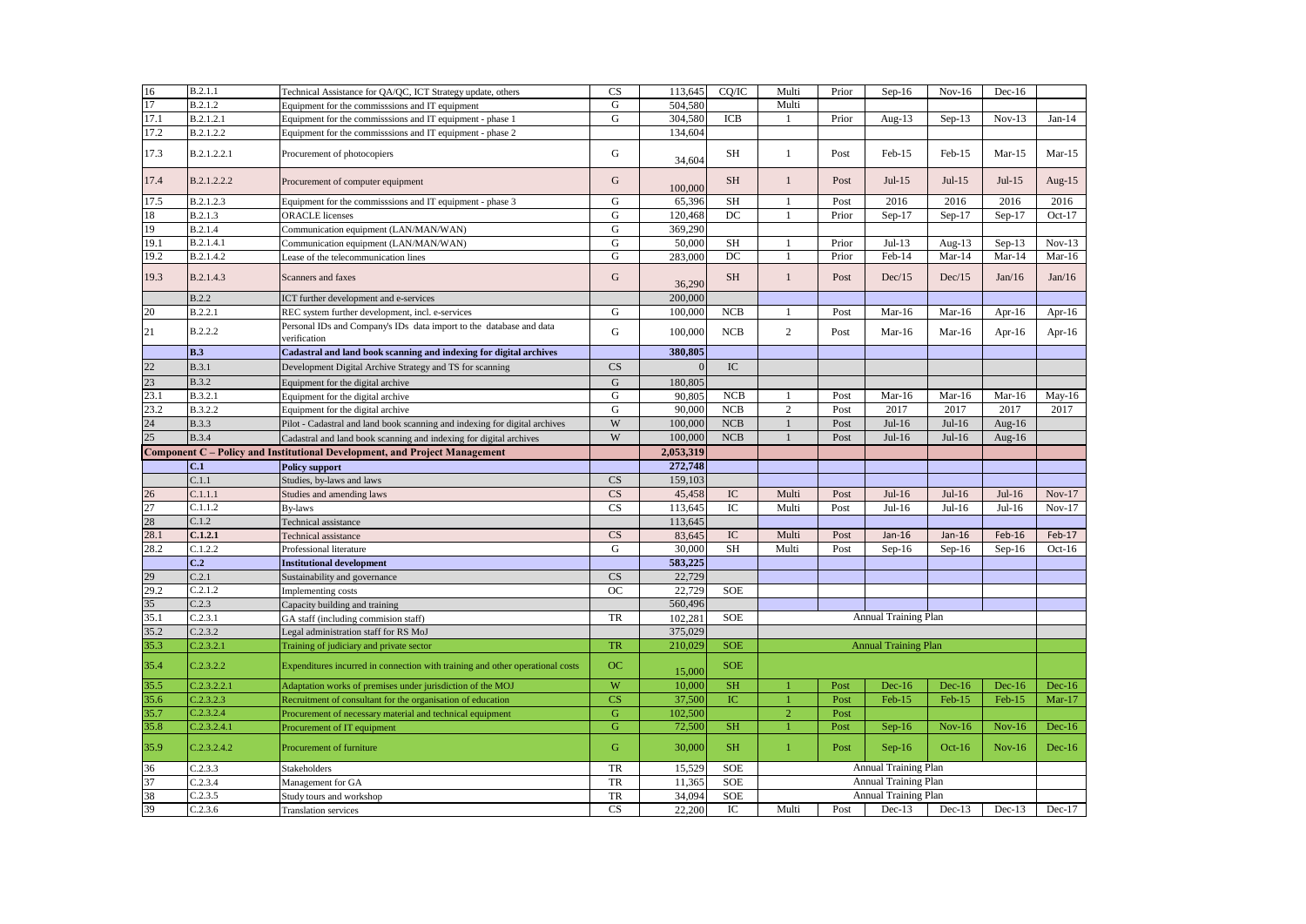| 16 | B.2.1.1 | Technical Assistance for QA/QC, ICT Strategy update, others | CS | 113,645 | CQ/IC | Multi | Prior | Sep-16 | Nov-16 | Dec-16 | |
|---|---|---|---|---|---|---|---|---|---|---|---|
| 17 | B.2.1.2 | Equipment for the commisssions and IT equipment | G | 504,580 | | Multi | | | | | |
| 17.1 | B.2.1.2.1 | Equipment for the commisssions and IT equipment - phase 1 | G | 304,580 | ICB | 1 | Prior | Aug-13 | Sep-13 | Nov-13 | Jan-14 |
| 17.2 | B.2.1.2.2 | Equipment for the commisssions and IT equipment - phase 2 | | 134,604 | | | | | | | |
| 17.3 | B.2.1.2.2.1 | Procurement of photocopiers | G | 34,604 | SH | 1 | Post | Feb-15 | Feb-15 | Mar-15 | Mar-15 |
| 17.4 | B.2.1.2.2.2 | Procurement of computer equipment | G | 100,000 | SH | 1 | Post | Jul-15 | Jul-15 | Jul-15 | Aug-15 |
| 17.5 | B.2.1.2.3 | Equipment for the commisssions and IT equipment - phase 3 | G | 65,396 | SH | 1 | Post | 2016 | 2016 | 2016 | 2016 |
| 18 | B.2.1.3 | ORACLE licenses | G | 120,468 | DC | 1 | Prior | Sep-17 | Sep-17 | Sep-17 | Oct-17 |
| 19 | B.2.1.4 | Communication equipment (LAN/MAN/WAN) | G | 369,290 | | | | | | | |
| 19.1 | B.2.1.4.1 | Communication equipment (LAN/MAN/WAN) | G | 50,000 | SH | 1 | Prior | Jul-13 | Aug-13 | Sep-13 | Nov-13 |
| 19.2 | B.2.1.4.2 | Lease of the telecommunication lines | G | 283,000 | DC | 1 | Prior | Feb-14 | Mar-14 | Mar-14 | Mar-16 |
| 19.3 | B.2.1.4.3 | Scanners and faxes | G | 36,290 | SH | 1 | Post | Dec/15 | Dec/15 | Jan/16 | Jan/16 |
| | B.2.2 | ICT further development and e-services | | 200,000 | | | | | | | |
| 20 | B.2.2.1 | REC system further development, incl. e-services | G | 100,000 | NCB | 1 | Post | Mar-16 | Mar-16 | Apr-16 | Apr-16 |
| 21 | B.2.2.2 | Personal IDs and Company's IDs data import to the database and data verification | G | 100,000 | NCB | 2 | Post | Mar-16 | Mar-16 | Apr-16 | Apr-16 |
| | **B.3** | **Cadastral and land book scanning and indexing for digital archives** | | **380,805** | | | | | | | |
| 22 | B.3.1 | Development Digital Archive Strategy and TS for scanning | CS | 0 | IC | | | | | | |
| 23 | B.3.2 | Equipment for the digital archive | G | 180,805 | | | | | | | |
| 23.1 | B.3.2.1 | Equipment for the digital archive | G | 90,805 | NCB | 1 | Post | Mar-16 | Mar-16 | Mar-16 | May-16 |
| 23.2 | B.3.2.2 | Equipment for the digital archive | G | 90,000 | NCB | 2 | Post | 2017 | 2017 | 2017 | 2017 |
| 24 | B.3.3 | Pilot - Cadastral and land book scanning and indexing for digital archives | W | 100,000 | NCB | 1 | Post | Jul-16 | Jul-16 | Aug-16 | |
| 25 | B.3.4 | Cadastral and land book scanning and indexing for digital archives | W | 100,000 | NCB | 1 | Post | Jul-16 | Jul-16 | Aug-16 | |
| **Component C – Policy and Institutional Development, and Project Management** | | | | **2,053,319** | | | | | | | |
| | **C.1** | **Policy support** | | **272,748** | | | | | | | |
| | C.1.1 | Studies, by-laws and laws | CS | 159,103 | | | | | | | |
| 26 | C.1.1.1 | Studies and amending laws | CS | 45,458 | IC | Multi | Post | Jul-16 | Jul-16 | Jul-16 | Nov-17 |
| 27 | C.1.1.2 | By-laws | CS | 113,645 | IC | Multi | Post | Jul-16 | Jul-16 | Jul-16 | Nov-17 |
| 28 | C.1.2 | Technical assistance | | 113,645 | | | | | | | |
| 28.1 | **C.1.2.1** | Technical assistance | CS | 83,645 | IC | Multi | Post | Jan-16 | Jan-16 | Feb-16 | Feb-17 |
| 28.2 | C.1.2.2 | Professional literature | G | 30,000 | SH | Multi | Post | Sep-16 | Sep-16 | Sep-16 | Oct-16 |
| | **C.2** | **Institutional development** | | **583,225** | | | | | | | |
| 29 | C.2.1 | Sustainability and governance | CS | 22,729 | | | | | | | |
| 29.2 | C.2.1.2 | Implementing costs | OC | 22,729 | SOE | | | | | | |
| 35 | C.2.3 | Capacity building and training | | 560,496 | | | | | | | |
| 35.1 | C.2.3.1 | GA staff (including commision staff) | TR | 102,281 | SOE | Annual Training Plan | | | | | |
| 35.2 | C.2.3.2 | Legal administration staff for RS MoJ | | 375,029 | | | | | | | |
| 35.3 | C.2.3.2.1 | Training of judiciary and private sector | TR | 210,029 | SOE | Annual Training Plan | | | | | |
| 35.4 | C.2.3.2.2 | Expenditures incurred in connection with training and other operational costs | OC | 15,000 | SOE | | | | | | |
| 35.5 | C.2.3.2.2.1 | Adaptation works of premises under jurisdiction of the MOJ | W | 10,000 | SH | 1 | Post | Dec-16 | Dec-16 | Dec-16 | Dec-16 |
| 35.6 | C.2.3.2.3 | Recruitment of consultant for the organisation of education | CS | 37,500 | IC | 1 | Post | Feb-15 | Feb-15 | Feb-15 | Mar-17 |
| 35.7 | C.2.3.2.4 | Procurement of necessary material and technical equipment | G | 102,500 | | 2 | Post | | | | |
| 35.8 | C.2.3.2.4.1 | Procurement of IT equipment | G | 72,500 | SH | 1 | Post | Sep-16 | Nov-16 | Nov-16 | Dec-16 |
| 35.9 | C.2.3.2.4.2 | Procurement of furniture | G | 30,000 | SH | 1 | Post | Sep-16 | Oct-16 | Nov-16 | Dec-16 |
| 36 | C.2.3.3 | Stakeholders | TR | 15,529 | SOE | Annual Training Plan | | | | | |
| 37 | C.2.3.4 | Management for GA | TR | 11,365 | SOE | Annual Training Plan | | | | | |
| 38 | C.2.3.5 | Study tours and workshop | TR | 34,094 | SOE | Annual Training Plan | | | | | |
| 39 | C.2.3.6 | Translation services | CS | 22,200 | IC | Multi | Post | Dec-13 | Dec-13 | Dec-13 | Dec-17 |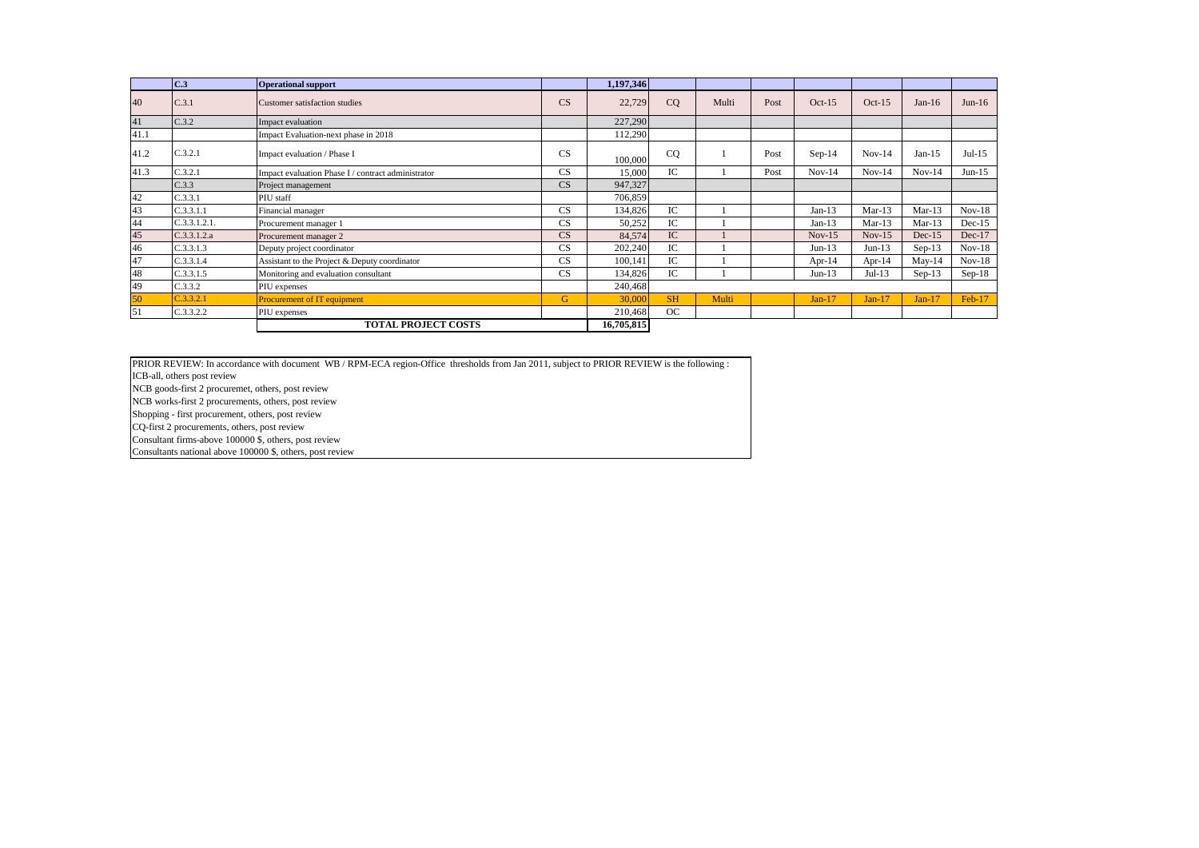| | | | | | | | | | | | |
|---|---|---|---|---|---|---|---|---|---|---|---|
| | C.3 | Operational support | | 1,197,346 | | | | | | | |
| 40 | C.3.1 | Customer satisfaction studies | CS | 22,729 | CQ | Multi | Post | Oct-15 | Oct-15 | Jan-16 | Jun-16 |
| 41 | C.3.2 | Impact evaluation | | 227,290 | | | | | | | |
| 41.1 | | Impact Evaluation-next phase in 2018 | | 112,290 | | | | | | | |
| 41.2 | C.3.2.1 | Impact evaluation / Phase I | CS | 100,000 | CQ | 1 | Post | Sep-14 | Nov-14 | Jan-15 | Jul-15 |
| 41.3 | C.3.2.1 | Impact evaluation Phase I / contract administrator | CS | 15,000 | IC | 1 | Post | Nov-14 | Nov-14 | Nov-14 | Jun-15 |
| | C.3.3 | Project management | CS | 947,327 | | | | | | | |
| 42 | C.3.3.1 | PIU staff | | 706,859 | | | | | | | |
| 43 | C.3.3.1.1 | Financial manager | CS | 134,826 | IC | 1 | | Jan-13 | Mar-13 | Mar-13 | Nov-18 |
| 44 | C.3.3.1.2.1. | Procurement manager 1 | CS | 50,252 | IC | 1 | | Jan-13 | Mar-13 | Mar-13 | Dec-15 |
| 45 | C.3.3.1.2.a | Procurement manager 2 | CS | 84,574 | IC | 1 | | Nov-15 | Nov-15 | Dec-15 | Dec-17 |
| 46 | C.3.3.1.3 | Deputy project coordinator | CS | 202,240 | IC | 1 | | Jun-13 | Jun-13 | Sep-13 | Nov-18 |
| 47 | C.3.3.1.4 | Assistant to the Project & Deputy coordinator | CS | 100,141 | IC | 1 | | Apr-14 | Apr-14 | May-14 | Nov-18 |
| 48 | C.3.3.1.5 | Monitoring and evaluation consultant | CS | 134,826 | IC | 1 | | Jun-13 | Jul-13 | Sep-13 | Sep-18 |
| 49 | C.3.3.2 | PIU expenses | | 240,468 | | | | | | | |
| 50 | C.3.3.2.1 | Procurement of IT equipment | G | 30,000 | SH | Multi | | Jan-17 | Jan-17 | Jan-17 | Feb-17 |
| 51 | C.3.3.2.2 | PIU expenses | | 210,468 | OC | | | | | | |
| | | **TOTAL PROJECT COSTS** | | **16,705,815** | | | | | | | |

PRIOR REVIEW: In accordance with document WB / RPM-ECA region-Office thresholds from Jan 2011, subject to PRIOR REVIEW is the following :
ICB-all, others post review
NCB goods-first 2 procuremet, others, post review
NCB works-first 2 procurements, others, post review
Shopping - first procurement, others, post review
CQ-first 2 procurements, others, post review
Consultant firms-above 100000 $, others, post review
Consultants national above 100000 $, others, post review